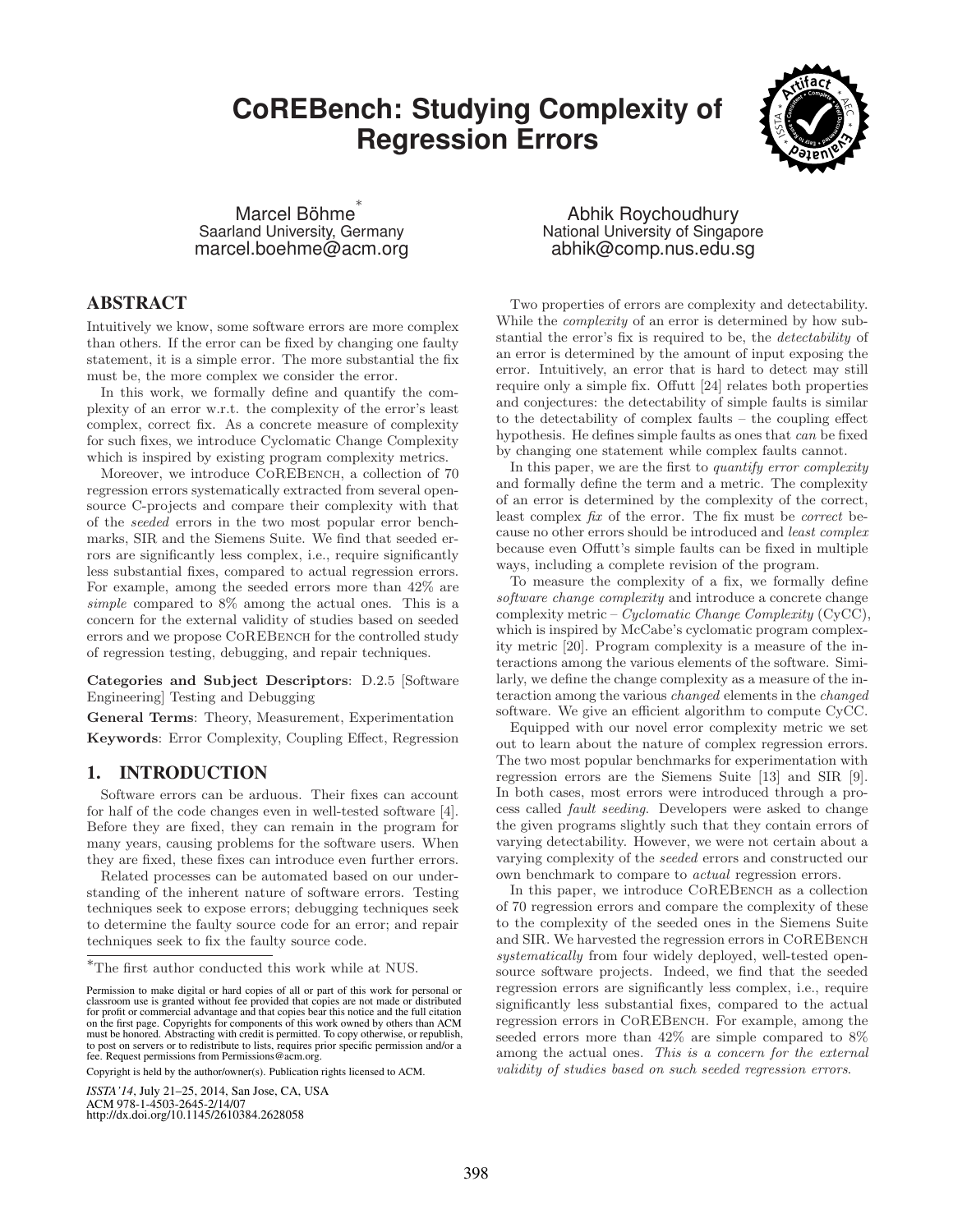# CoREBench: Studying Complexity of Regression Errors

Marcel Böhme[*]
Saarland University, Germany
marcel.boehme@acm.org

Abhik Roychoudhury
National University of Singapore
abhik@comp.nus.edu.sg

## ABSTRACT

Intuitively we know, some software errors are more complex than others. If the error can be fixed by changing one faulty statement, it is a simple error. The more substantial the fix must be, the more complex we consider the error.

In this work, we formally define and quantify the complexity of an error w.r.t. the complexity of the error's least complex, correct fix. As a concrete measure of complexity for such fixes, we introduce Cyclomatic Change Complexity which is inspired by existing program complexity metrics.

Moreover, we introduce CoREBench, a collection of 70 regression errors systematically extracted from several open-source C-projects and compare their complexity with that of the *seeded* errors in the two most popular error benchmarks, SIR and the Siemens Suite. We find that seeded errors are significantly less complex, i.e., require significantly less substantial fixes, compared to actual regression errors. For example, among the seeded errors more than 42% are *simple* compared to 8% among the actual ones. This is a concern for the external validity of studies based on seeded errors and we propose CoREBench for the controlled study of regression testing, debugging, and repair techniques.

**Categories and Subject Descriptors**: D.2.5 [Software Engineering] Testing and Debugging

**General Terms**: Theory, Measurement, Experimentation

**Keywords**: Error Complexity, Coupling Effect, Regression

## 1. INTRODUCTION

Software errors can be arduous. Their fixes can account for half of the code changes even in well-tested software [4]. Before they are fixed, they can remain in the program for many years, causing problems for the software users. When they are fixed, these fixes can introduce even further errors.

Related processes can be automated based on our understanding of the inherent nature of software errors. Testing techniques seek to expose errors; debugging techniques seek to determine the faulty source code for an error; and repair techniques seek to fix the faulty source code.

[*]The first author conducted this work while at NUS.

Permission to make digital or hard copies of all or part of this work for personal or classroom use is granted without fee provided that copies are not made or distributed for profit or commercial advantage and that copies bear this notice and the full citation on the first page. Copyrights for components of this work owned by others than ACM must be honored. Abstracting with credit is permitted. To copy otherwise, or republish, to post on servers or to redistribute to lists, requires prior specific permission and/or a fee. Request permissions from Permissions@acm.org.

Copyright is held by the author/owner(s). Publication rights licensed to ACM.

*ISSTA'14*, July 21–25, 2014, San Jose, CA, USA
ACM 978-1-4503-2645-2/14/07
http://dx.doi.org/10.1145/2610384.2628058

Two properties of errors are complexity and detectability. While the *complexity* of an error is determined by how substantial the error's fix is required to be, the *detectability* of an error is determined by the amount of input exposing the error. Intuitively, an error that is hard to detect may still require only a simple fix. Offutt [24] relates both properties and conjectures: the detectability of simple faults is similar to the detectability of complex faults – the coupling effect hypothesis. He defines simple faults as ones that *can* be fixed by changing one statement while complex faults cannot.

In this paper, we are the first to *quantify error complexity* and formally define the term and a metric. The complexity of an error is determined by the complexity of the correct, least complex *fix* of the error. The fix must be *correct* because no other errors should be introduced and *least complex* because even Offutt's simple faults can be fixed in multiple ways, including a complete revision of the program.

To measure the complexity of a fix, we formally define *software change complexity* and introduce a concrete change complexity metric – *Cyclomatic Change Complexity* (CyCC), which is inspired by McCabe's cyclomatic program complexity metric [20]. Program complexity is a measure of the interactions among the various elements of the software. Similarly, we define the change complexity as a measure of the interaction among the various *changed* elements in the *changed* software. We give an efficient algorithm to compute CyCC.

Equipped with our novel error complexity metric we set out to learn about the nature of complex regression errors. The two most popular benchmarks for experimentation with regression errors are the Siemens Suite [13] and SIR [9]. In both cases, most errors were introduced through a process called *fault seeding*. Developers were asked to change the given programs slightly such that they contain errors of varying detectability. However, we were not certain about a varying complexity of the *seeded* errors and constructed our own benchmark to compare to *actual* regression errors.

In this paper, we introduce CoREBench as a collection of 70 regression errors and compare the complexity of these to the complexity of the seeded ones in the Siemens Suite and SIR. We harvested the regression errors in CoREBench *systematically* from four widely deployed, well-tested open-source software projects. Indeed, we find that the seeded regression errors are significantly less complex, i.e., require significantly less substantial fixes, compared to the actual regression errors in CoREBench. For example, among the seeded errors more than 42% are simple compared to 8% among the actual ones. *This is a concern for the external validity of studies based on such seeded regression errors.*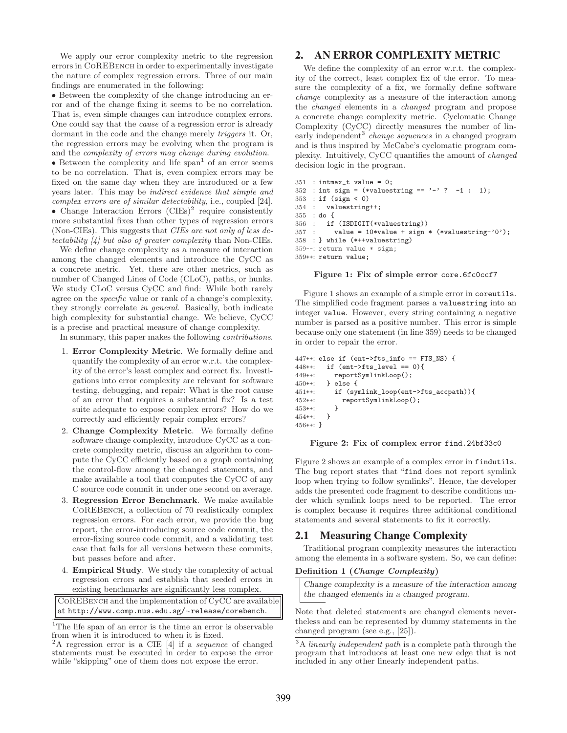We apply our error complexity metric to the regression errors in CoREBench in order to experimentally investigate the nature of complex regression errors. Three of our main findings are enumerated in the following:

- Between the complexity of the change introducing an error and of the change fixing it seems to be no correlation. That is, even simple changes can introduce complex errors. One could say that the *cause* of a regression error is already dormant in the code and the change merely *triggers* it. Or, the regression errors may be evolving when the program is and the *complexity of errors may change during evolution*.
- Between the complexity and life span[1] of an error seems to be no correlation. That is, even complex errors may be fixed on the same day when they are introduced or a few years later. This may be *indirect evidence that simple and complex errors are of similar detectability*, i.e., coupled [24].
- Change Interaction Errors (CIEs)[2] require consistently more substantial fixes than other types of regression errors (Non-CIEs). This suggests that *CIEs are not only of less detectability [4] but also of greater complexity* than Non-CIEs.

We define change complexity as a measure of interaction among the changed elements and introduce the CyCC as a concrete metric. Yet, there are other metrics, such as number of Changed Lines of Code (CLoC), paths, or hunks. We study CLoC versus CyCC and find: While both rarely agree on the *specific* value or rank of a change's complexity, they strongly correlate *in general*. Basically, both indicate high complexity for substantial change. We believe, CyCC is a precise and practical measure of change complexity.

In summary, this paper makes the following *contributions*.

1. **Error Complexity Metric**. We formally define and quantify the complexity of an error w.r.t. the complexity of the error's least complex and correct fix. Investigations into error complexity are relevant for software testing, debugging, and repair: What is the root cause of an error that requires a substantial fix? Is a test suite adequate to expose complex errors? How do we correctly and efficiently repair complex errors?
2. **Change Complexity Metric**. We formally define software change complexity, introduce CyCC as a concrete complexity metric, discuss an algorithm to compute the CyCC efficiently based on a graph containing the control-flow among the changed statements, and make available a tool that computes the CyCC of any C source code commit in under one second on average.
3. **Regression Error Benchmark**. We make available CoREBench, a collection of 70 realistically complex regression errors. For each error, we provide the bug report, the error-introducing source code commit, the error-fixing source code commit, and a validating test case that fails for all versions between these commits, but passes before and after.
4. **Empirical Study**. We study the complexity of actual regression errors and establish that seeded errors in existing benchmarks are significantly less complex.

CoREBench and the implementation of CyCC are available at http://www.comp.nus.edu.sg/∼release/corebench.

[1] The life span of an error is the time an error is observable from when it is introduced to when it is fixed.

[2] A regression error is a CIE [4] if a *sequence* of changed statements must be executed in order to expose the error while "skipping" one of them does not expose the error.

## 2. AN ERROR COMPLEXITY METRIC

We define the complexity of an error w.r.t. the complexity of the correct, least complex fix of the error. To measure the complexity of a fix, we formally define software *change* complexity as a measure of the interaction among the *changed* elements in a *changed* program and propose a concrete change complexity metric. Cyclomatic Change Complexity (CyCC) directly measures the number of linearly independent[3] *change sequences* in a changed program and is thus inspired by McCabe's cyclomatic program complexity. Intuitively, CyCC quantifies the amount of *changed* decision logic in the program.

```
351  : intmax_t value = 0;
352  : int sign = (*valuestring == '-' ?  -1 :  1);
353  : if (sign < 0)
354  :   valuestring++;
355  : do {
356  :   if (ISDIGIT(*valuestring))
357  :     value = 10*value + sign * (*valuestring-'0');
358  : } while (*++valuestring)
359--: return value * sign;
359++: return value;
```

**Figure 1: Fix of simple error** core.6fc0ccf7

Figure 1 shows an example of a simple error in coreutils. The simplified code fragment parses a valuestring into an integer value. However, every string containing a negative number is parsed as a positive number. This error is simple because only one statement (in line 359) needs to be changed in order to repair the error.

```
447++: else if (ent->fts_info == FTS_NS) {
448++:   if (ent->fts_level == 0){
449++:     reportSymlinkLoop();
450++:   } else {
451++:     if (symlink_loop(ent->fts_accpath)){
452++:       reportSymlinkLoop();
453++:     }
454++:   }
456++: }
```

**Figure 2: Fix of complex error** find.24bf33c0

Figure 2 shows an example of a complex error in findutils. The bug report states that "find does not report symlink loop when trying to follow symlinks". Hence, the developer adds the presented code fragment to describe conditions under which symlink loops need to be reported. The error is complex because it requires three additional conditional statements and several statements to fix it correctly.

### 2.1 Measuring Change Complexity

Traditional program complexity measures the interaction among the elements in a software system. So, we can define:

**Definition 1 (*Change Complexity*)**

*Change complexity is a measure of the interaction among the changed elements in a changed program.*

Note that deleted statements are changed elements nevertheless and can be represented by dummy statements in the changed program (see e.g., [25]).

[3] A *linearly independent path* is a complete path through the program that introduces at least one new edge that is not included in any other linearly independent paths.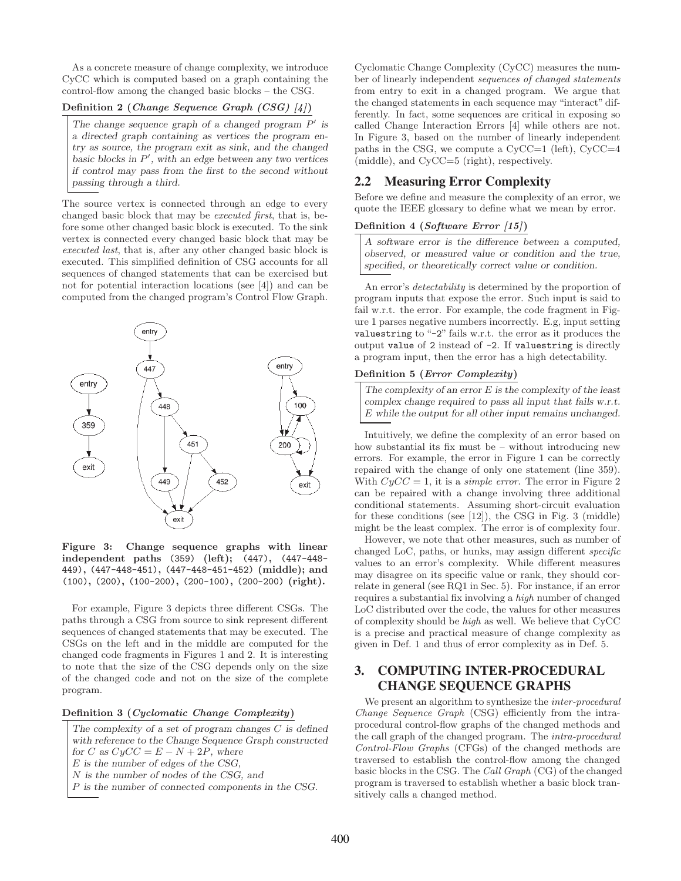As a concrete measure of change complexity, we introduce CyCC which is computed based on a graph containing the control-flow among the changed basic blocks – the CSG.

**Definition 2 (*Change Sequence Graph (CSG) [4]*)**

> *The change sequence graph of a changed program $P'$ is a directed graph containing as vertices the program entry as source, the program exit as sink, and the changed basic blocks in $P'$, with an edge between any two vertices if control may pass from the first to the second without passing through a third.*

The source vertex is connected through an edge to every changed basic block that may be *executed first*, that is, before some other changed basic block is executed. To the sink vertex is connected every changed basic block that may be *executed last*, that is, after any other changed basic block is executed. This simplified definition of CSG accounts for all sequences of changed statements that can be exercised but not for potential interaction locations (see [4]) and can be computed from the changed program's Control Flow Graph.

**Figure 3: Change sequence graphs with linear independent paths** (359) **(left);** (447), (447-448-449), (447-448-451), (447-448-451-452) **(middle); and** (100), (200), (100-200), (200-100), (200-200) **(right).**

For example, Figure 3 depicts three different CSGs. The paths through a CSG from source to sink represent different sequences of changed statements that may be executed. The CSGs on the left and in the middle are computed for the changed code fragments in Figures 1 and 2. It is interesting to note that the size of the CSG depends only on the size of the changed code and not on the size of the complete program.

**Definition 3 (*Cyclomatic Change Complexity*)**

> *The complexity of a set of program changes $C$ is defined with reference to the Change Sequence Graph constructed for $C$ as $CyCC = E - N + 2P$, where*
> *$E$ is the number of edges of the CSG,*
> *$N$ is the number of nodes of the CSG, and*
> *$P$ is the number of connected components in the CSG.*

Cyclomatic Change Complexity (CyCC) measures the number of linearly independent *sequences of changed statements* from entry to exit in a changed program. We argue that the changed statements in each sequence may "interact" differently. In fact, some sequences are critical in exposing so called Change Interaction Errors [4] while others are not. In Figure 3, based on the number of linearly independent paths in the CSG, we compute a CyCC=1 (left), CyCC=4 (middle), and CyCC=5 (right), respectively.

## 2.2 Measuring Error Complexity

Before we define and measure the complexity of an error, we quote the IEEE glossary to define what we mean by error.

**Definition 4 (*Software Error [15]*)**

> *A software error is the difference between a computed, observed, or measured value or condition and the true, specified, or theoretically correct value or condition.*

An error's *detectability* is determined by the proportion of program inputs that expose the error. Such input is said to fail w.r.t. the error. For example, the code fragment in Figure 1 parses negative numbers incorrectly. E.g, input setting `valuestring` to "`-2`" fails w.r.t. the error as it produces the output `value` of `2` instead of `-2`. If `valuestring` is directly a program input, then the error has a high detectability.

**Definition 5 (*Error Complexity*)**

> *The complexity of an error $E$ is the complexity of the least complex change required to pass all input that fails w.r.t. $E$ while the output for all other input remains unchanged.*

Intuitively, we define the complexity of an error based on how substantial its fix must be – without introducing new errors. For example, the error in Figure 1 can be correctly repaired with the change of only one statement (line 359). With $CyCC = 1$, it is a *simple error*. The error in Figure 2 can be repaired with a change involving three additional conditional statements. Assuming short-circuit evaluation for these conditions (see [12]), the CSG in Fig. 3 (middle) might be the least complex. The error is of complexity four.

However, we note that other measures, such as number of changed LoC, paths, or hunks, may assign different *specific* values to an error's complexity. While different measures may disagree on its specific value or rank, they should correlate in general (see RQ1 in Sec. 5). For instance, if an error requires a substantial fix involving a *high* number of changed LoC distributed over the code, the values for other measures of complexity should be *high* as well. We believe that CyCC is a precise and practical measure of change complexity as given in Def. 1 and thus of error complexity as in Def. 5.

# 3. COMPUTING INTER-PROCEDURAL CHANGE SEQUENCE GRAPHS

We present an algorithm to synthesize the *inter-procedural Change Sequence Graph* (CSG) efficiently from the intra-procedural control-flow graphs of the changed methods and the call graph of the changed program. The *intra-procedural Control-Flow Graphs* (CFGs) of the changed methods are traversed to establish the control-flow among the changed basic blocks in the CSG. The *Call Graph* (CG) of the changed program is traversed to establish whether a basic block transitively calls a changed method.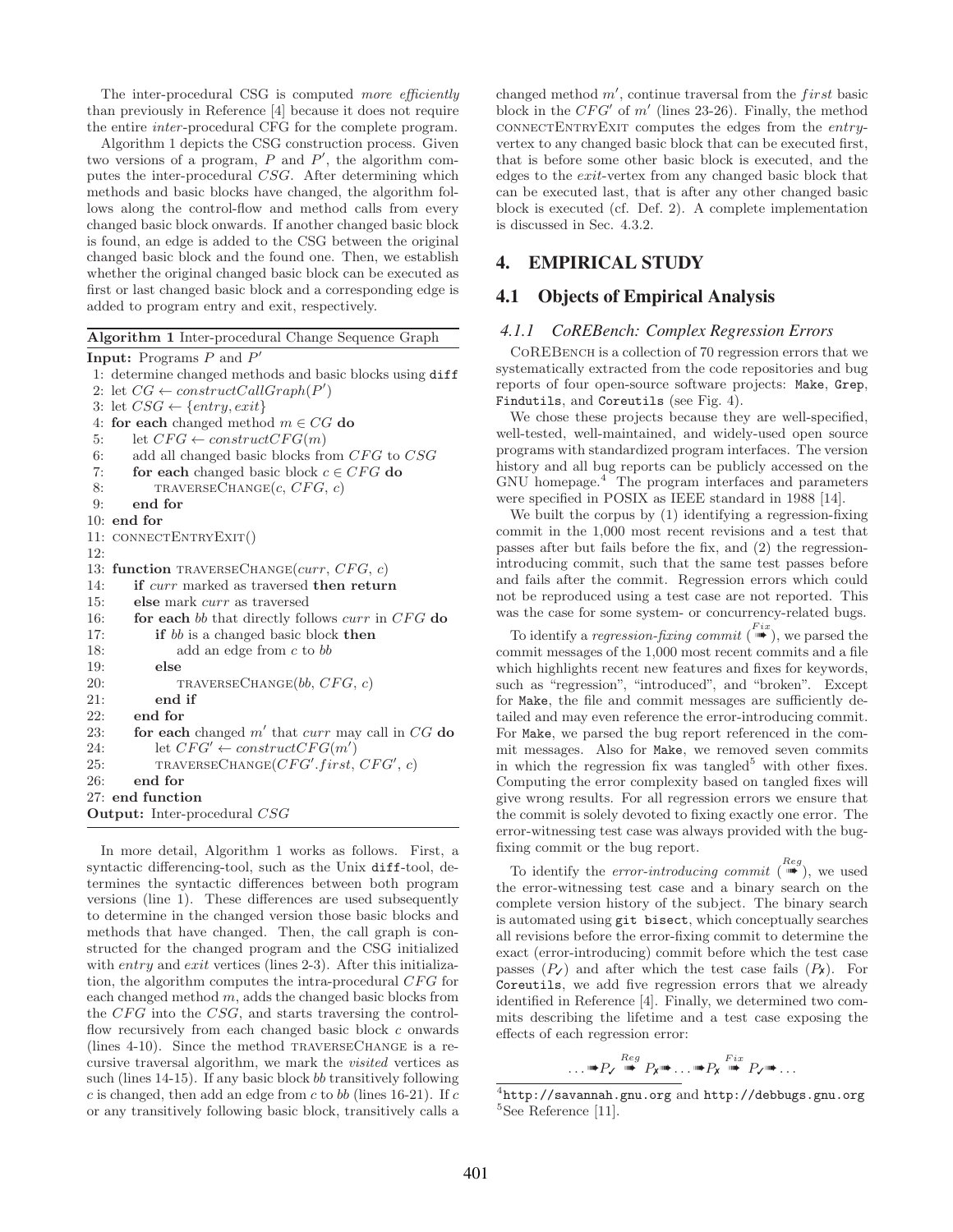The inter-procedural CSG is computed *more efficiently* than previously in Reference [4] because it does not require the entire *inter*-procedural CFG for the complete program.

Algorithm 1 depicts the CSG construction process. Given two versions of a program, $P$ and $P'$, the algorithm computes the inter-procedural $CSG$. After determining which methods and basic blocks have changed, the algorithm follows along the control-flow and method calls from every changed basic block onwards. If another changed basic block is found, an edge is added to the CSG between the original changed basic block and the found one. Then, we establish whether the original changed basic block can be executed as first or last changed basic block and a corresponding edge is added to program entry and exit, respectively.

**Algorithm 1** Inter-procedural Change Sequence Graph

**Input:** Programs $P$ and $P'$

```
 1: determine changed methods and basic blocks using diff
 2: let CG ← constructCallGraph(P')
 3: let CSG ← {entry, exit}
 4: for each changed method m ∈ CG do
 5:     let CFG ← constructCFG(m)
 6:     add all changed basic blocks from CFG to CSG
 7:     for each changed basic block c ∈ CFG do
 8:         TRAVERSECHANGE(c, CFG, c)
 9:     end for
10: end for
11: CONNECTENTRYEXIT()
12:
13: function TRAVERSECHANGE(curr, CFG, c)
14:     if curr marked as traversed then return
15:     else mark curr as traversed
16:     for each bb that directly follows curr in CFG do
17:         if bb is a changed basic block then
18:             add an edge from c to bb
19:         else
20:             TRAVERSECHANGE(bb, CFG, c)
21:         end if
22:     end for
23:     for each changed m' that curr may call in CG do
24:         let CFG' ← constructCFG(m')
25:         TRAVERSECHANGE(CFG'.first, CFG', c)
26:     end for
27: end function
```

**Output:** Inter-procedural $CSG$

In more detail, Algorithm 1 works as follows. First, a syntactic differencing-tool, such as the Unix `diff`-tool, determines the syntactic differences between both program versions (line 1). These differences are used subsequently to determine in the changed version those basic blocks and methods that have changed. Then, the call graph is constructed for the changed program and the CSG initialized with *entry* and *exit* vertices (lines 2-3). After this initialization, the algorithm computes the intra-procedural $CFG$ for each changed method $m$, adds the changed basic blocks from the $CFG$ into the $CSG$, and starts traversing the control-flow recursively from each changed basic block $c$ onwards (lines 4-10). Since the method TRAVERSECHANGE is a recursive traversal algorithm, we mark the *visited* vertices as such (lines 14-15). If any basic block *bb* transitively following $c$ is changed, then add an edge from $c$ to *bb* (lines 16-21). If $c$ or any transitively following basic block, transitively calls a changed method $m'$, continue traversal from the *first* basic block in the $CFG'$ of $m'$ (lines 23-26). Finally, the method CONNECTENTRYEXIT computes the edges from the *entry*-vertex to any changed basic block that can be executed first, that is before some other basic block is executed, and the edges to the *exit*-vertex from any changed basic block that can be executed last, that is after any other changed basic block is executed (cf. Def. 2). A complete implementation is discussed in Sec. 4.3.2.

## 4. EMPIRICAL STUDY

### 4.1 Objects of Empirical Analysis

#### *4.1.1 CoREBench: Complex Regression Errors*

CoREBench is a collection of 70 regression errors that we systematically extracted from the code repositories and bug reports of four open-source software projects: `Make`, `Grep`, `Findutils`, and `Coreutils` (see Fig. 4).

We chose these projects because they are well-specified, well-tested, well-maintained, and widely-used open source programs with standardized program interfaces. The version history and all bug reports can be publicly accessed on the GNU homepage.[4] The program interfaces and parameters were specified in POSIX as IEEE standard in 1988 [14].

We built the corpus by (1) identifying a regression-fixing commit in the 1,000 most recent revisions and a test that passes after but fails before the fix, and (2) the regression-introducing commit, such that the same test passes before and fails after the commit. Regression errors which could not be reproduced using a test case are not reported. This was the case for some system- or concurrency-related bugs.

To identify a *regression-fixing commit* ($\overset{Fix}{\twoheadrightarrow}$), we parsed the commit messages of the 1,000 most recent commits and a file which highlights recent new features and fixes for keywords, such as "regression", "introduced", and "broken". Except for `Make`, the file and commit messages are sufficiently detailed and may even reference the error-introducing commit. For `Make`, we parsed the bug report referenced in the commit messages. Also for `Make`, we removed seven commits in which the regression fix was tangled[5] with other fixes. Computing the error complexity based on tangled fixes will give wrong results. For all regression errors we ensure that the commit is solely devoted to fixing exactly one error. The error-witnessing test case was always provided with the bug-fixing commit or the bug report.

To identify the *error-introducing commit* ($\overset{Reg}{\twoheadrightarrow}$), we used the error-witnessing test case and a binary search on the complete version history of the subject. The binary search is automated using `git bisect`, which conceptually searches all revisions before the error-fixing commit to determine the exact (error-introducing) commit before which the test case passes ($P_{\checkmark}$) and after which the test case fails ($P_{\times}$). For `Coreutils`, we add five regression errors that we already identified in Reference [4]. Finally, we determined two commits describing the lifetime and a test case exposing the effects of each regression error:

$$\ldots \twoheadrightarrow P_{\checkmark} \overset{Reg}{\twoheadrightarrow} P_{\times} \twoheadrightarrow \ldots \twoheadrightarrow P_{\times} \overset{Fix}{\twoheadrightarrow} P_{\checkmark} \twoheadrightarrow \ldots$$

[4] `http://savannah.gnu.org` and `http://debbugs.gnu.org`

[5] See Reference [11].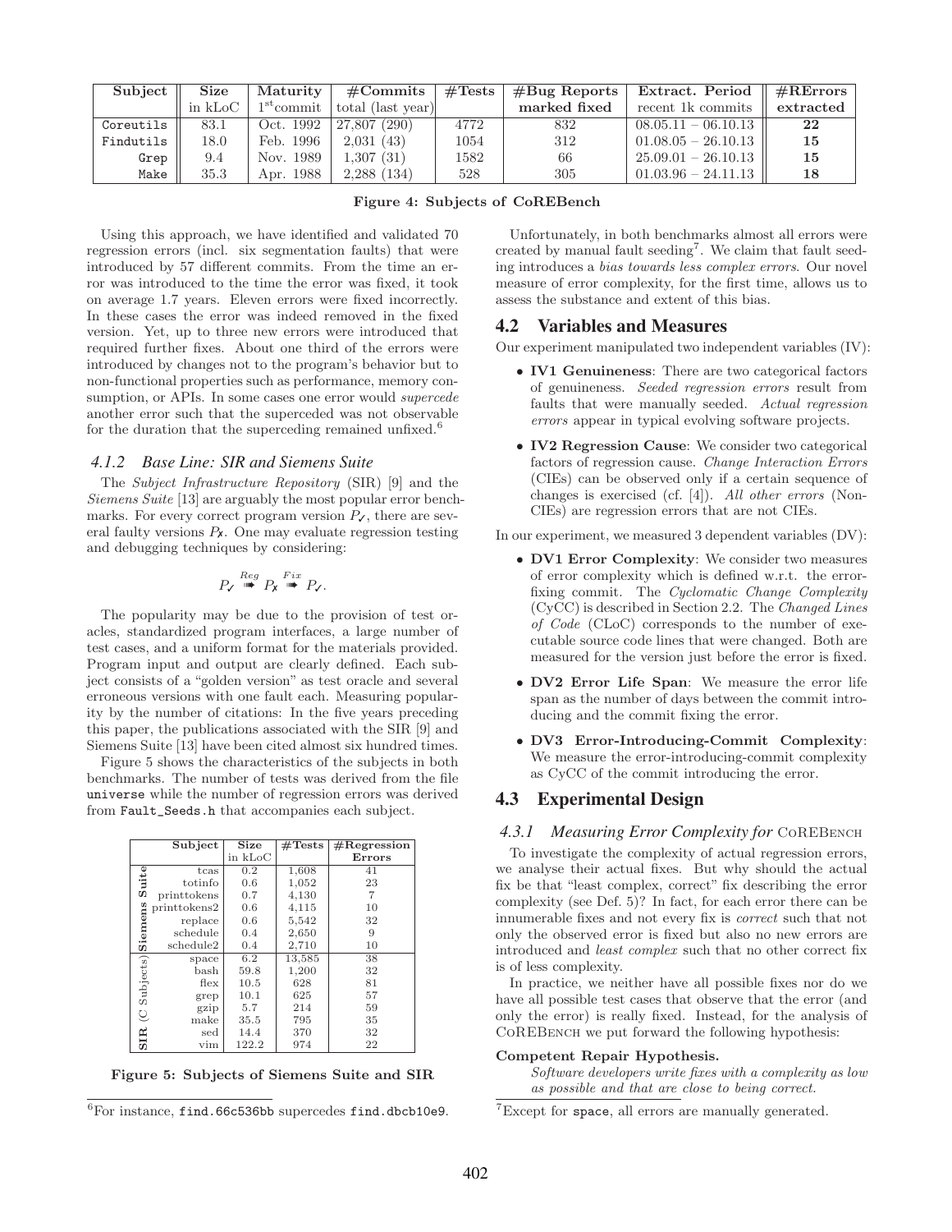| Subject | Size | Maturity | #Commits | #Tests | #Bug Reports | Extract. Period | #RErrors |
|---|---|---|---|---|---|---|---|
| | in kLoC | $1^{st}$commit | total (last year) | | marked fixed | recent 1k commits | extracted |
| Coreutils | 83.1 | Oct. 1992 | 27,807 (290) | 4772 | 832 | 08.05.11 – 06.10.13 | **22** |
| Findutils | 18.0 | Feb. 1996 | 2,031 (43) | 1054 | 312 | 01.08.05 – 26.10.13 | **15** |
| Grep | 9.4 | Nov. 1989 | 1,307 (31) | 1582 | 66 | 25.09.01 – 26.10.13 | **15** |
| Make | 35.3 | Apr. 1988 | 2,288 (134) | 528 | 305 | 01.03.96 – 24.11.13 | **18** |

**Figure 4: Subjects of CoREBench**

Using this approach, we have identified and validated 70 regression errors (incl. six segmentation faults) that were introduced by 57 different commits. From the time an error was introduced to the time the error was fixed, it took on average 1.7 years. Eleven errors were fixed incorrectly. In these cases the error was indeed removed in the fixed version. Yet, up to three new errors were introduced that required further fixes. About one third of the errors were introduced by changes not to the program's behavior but to non-functional properties such as performance, memory consumption, or APIs. In some cases one error would *supercede* another error such that the superceded was not observable for the duration that the superceding remained unfixed.[6]

### 4.1.2 Base Line: SIR and Siemens Suite

The *Subject Infrastructure Repository* (SIR) [9] and the *Siemens Suite* [13] are arguably the most popular error benchmarks. For every correct program version $P_{\checkmark}$, there are several faulty versions $P_{\text{✗}}$. One may evaluate regression testing and debugging techniques by considering:

$$P_{\checkmark} \overset{Reg}{\twoheadrightarrow} P_{\text{✗}} \overset{Fix}{\twoheadrightarrow} P_{\checkmark}.$$

The popularity may be due to the provision of test oracles, standardized program interfaces, a large number of test cases, and a uniform format for the materials provided. Program input and output are clearly defined. Each subject consists of a "golden version" as test oracle and several erroneous versions with one fault each. Measuring popularity by the number of citations: In the five years preceding this paper, the publications associated with the SIR [9] and Siemens Suite [13] have been cited almost six hundred times.

Figure 5 shows the characteristics of the subjects in both benchmarks. The number of tests was derived from the file `universe` while the number of regression errors was derived from `Fault_Seeds.h` that accompanies each subject.

| | Subject | Size | #Tests | #Regression |
|---|---|---|---|---|
| | | in kLoC | | Errors |
| Siemens Suite | tcas | 0.2 | 1,608 | 41 |
| | totinfo | 0.6 | 1,052 | 23 |
| | printtokens | 0.7 | 4,130 | 7 |
| | printtokens2 | 0.6 | 4,115 | 10 |
| | replace | 0.6 | 5,542 | 32 |
| | schedule | 0.4 | 2,650 | 9 |
| | schedule2 | 0.4 | 2,710 | 10 |
| SIR (C Subjects) | space | 6.2 | 13,585 | 38 |
| | bash | 59.8 | 1,200 | 32 |
| | flex | 10.5 | 628 | 81 |
| | grep | 10.1 | 625 | 57 |
| | gzip | 5.7 | 214 | 59 |
| | make | 35.5 | 795 | 35 |
| | sed | 14.4 | 370 | 32 |
| | vim | 122.2 | 974 | 22 |

**Figure 5: Subjects of Siemens Suite and SIR**

[6] For instance, `find.66c536bb` supercedes `find.dbcb10e9`.

Unfortunately, in both benchmarks almost all errors were created by manual fault seeding[7]. We claim that fault seeding introduces a *bias towards less complex errors*. Our novel measure of error complexity, for the first time, allows us to assess the substance and extent of this bias.

## 4.2 Variables and Measures

Our experiment manipulated two independent variables (IV):

- **IV1 Genuineness**: There are two categorical factors of genuineness. *Seeded regression errors* result from faults that were manually seeded. *Actual regression errors* appear in typical evolving software projects.
- **IV2 Regression Cause**: We consider two categorical factors of regression cause. *Change Interaction Errors* (CIEs) can be observed only if a certain sequence of changes is exercised (cf. [4]). *All other errors* (Non-CIEs) are regression errors that are not CIEs.

In our experiment, we measured 3 dependent variables (DV):

- **DV1 Error Complexity**: We consider two measures of error complexity which is defined w.r.t. the error-fixing commit. The *Cyclomatic Change Complexity* (CyCC) is described in Section 2.2. The *Changed Lines of Code* (CLoC) corresponds to the number of executable source code lines that were changed. Both are measured for the version just before the error is fixed.
- **DV2 Error Life Span**: We measure the error life span as the number of days between the commit introducing and the commit fixing the error.
- **DV3 Error-Introducing-Commit Complexity**: We measure the error-introducing-commit complexity as CyCC of the commit introducing the error.

## 4.3 Experimental Design

### 4.3.1 Measuring Error Complexity for CoREBench

To investigate the complexity of actual regression errors, we analyse their actual fixes. But why should the actual fix be that "least complex, correct" fix describing the error complexity (see Def. 5)? In fact, for each error there can be innumerable fixes and not every fix is *correct* such that not only the observed error is fixed but also no new errors are introduced and *least complex* such that no other correct fix is of less complexity.

In practice, we neither have all possible fixes nor do we have all possible test cases that observe that the error (and only the error) is really fixed. Instead, for the analysis of CoREBench we put forward the following hypothesis:

**Competent Repair Hypothesis.**

*Software developers write fixes with a complexity as low as possible and that are close to being correct.*

[7] Except for `space`, all errors are manually generated.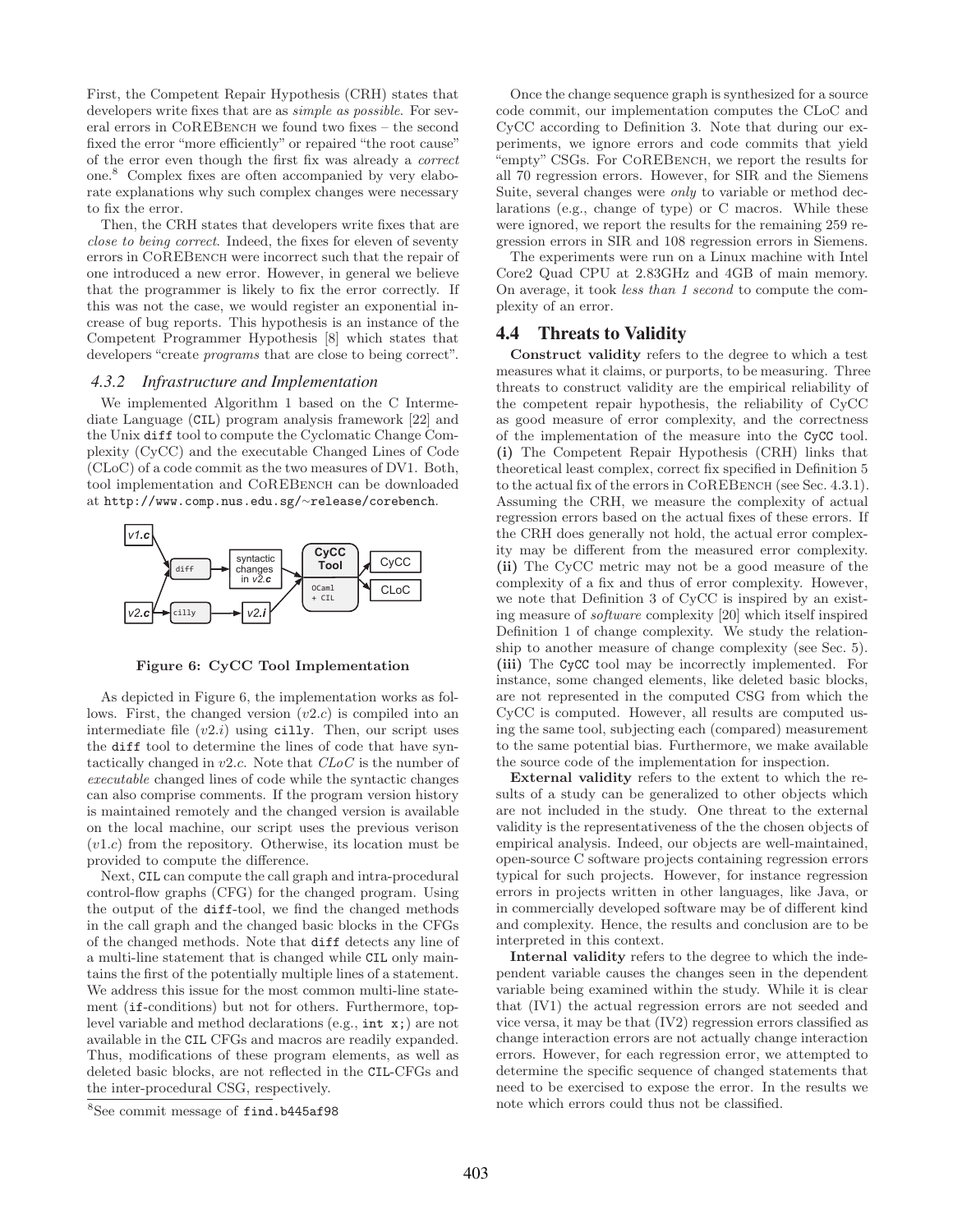First, the Competent Repair Hypothesis (CRH) states that developers write fixes that are as *simple as possible*. For several errors in CoREBench we found two fixes – the second fixed the error "more efficiently" or repaired "the root cause" of the error even though the first fix was already a *correct* one.[8] Complex fixes are often accompanied by very elaborate explanations why such complex changes were necessary to fix the error.

Then, the CRH states that developers write fixes that are *close to being correct*. Indeed, the fixes for eleven of seventy errors in CoREBench were incorrect such that the repair of one introduced a new error. However, in general we believe that the programmer is likely to fix the error correctly. If this was not the case, we would register an exponential increase of bug reports. This hypothesis is an instance of the Competent Programmer Hypothesis [8] which states that developers "create *programs* that are close to being correct".

### 4.3.2 Infrastructure and Implementation

We implemented Algorithm 1 based on the C Intermediate Language (`CIL`) program analysis framework [22] and the Unix `diff` tool to compute the Cyclomatic Change Complexity (CyCC) and the executable Changed Lines of Code (CLoC) of a code commit as the two measures of DV1. Both, tool implementation and CoREBench can be downloaded at `http://www.comp.nus.edu.sg/~release/corebench`.

Figure 6: CyCC Tool Implementation

As depicted in Figure 6, the implementation works as follows. First, the changed version ($v2.c$) is compiled into an intermediate file ($v2.i$) using `cilly`. Then, our script uses the `diff` tool to determine the lines of code that have syntactically changed in $v2.c$. Note that *CLoC* is the number of *executable* changed lines of code while the syntactic changes can also comprise comments. If the program version history is maintained remotely and the changed version is available on the local machine, our script uses the previous verison ($v1.c$) from the repository. Otherwise, its location must be provided to compute the difference.

Next, `CIL` can compute the call graph and intra-procedural control-flow graphs (CFG) for the changed program. Using the output of the `diff`-tool, we find the changed methods in the call graph and the changed basic blocks in the CFGs of the changed methods. Note that `diff` detects any line of a multi-line statement that is changed while `CIL` only maintains the first of the potentially multiple lines of a statement. We address this issue for the most common multi-line statement (`if`-conditions) but not for others. Furthermore, top-level variable and method declarations (e.g., `int x;`) are not available in the `CIL` CFGs and macros are readily expanded. Thus, modifications of these program elements, as well as deleted basic blocks, are not reflected in the `CIL`-CFGs and the inter-procedural CSG, respectively.

[8] See commit message of `find.b445af98`

Once the change sequence graph is synthesized for a source code commit, our implementation computes the CLoC and CyCC according to Definition 3. Note that during our experiments, we ignore errors and code commits that yield "empty" CSGs. For CoREBench, we report the results for all 70 regression errors. However, for SIR and the Siemens Suite, several changes were *only* to variable or method declarations (e.g., change of type) or C macros. While these were ignored, we report the results for the remaining 259 regression errors in SIR and 108 regression errors in Siemens.

The experiments were run on a Linux machine with Intel Core2 Quad CPU at 2.83GHz and 4GB of main memory. On average, it took *less than 1 second* to compute the complexity of an error.

## 4.4 Threats to Validity

**Construct validity** refers to the degree to which a test measures what it claims, or purports, to be measuring. Three threats to construct validity are the empirical reliability of the competent repair hypothesis, the reliability of CyCC as good measure of error complexity, and the correctness of the implementation of the measure into the `CyCC` tool. **(i)** The Competent Repair Hypothesis (CRH) links that theoretical least complex, correct fix specified in Definition 5 to the actual fix of the errors in CoREBench (see Sec. 4.3.1). Assuming the CRH, we measure the complexity of actual regression errors based on the actual fixes of these errors. If the CRH does generally not hold, the actual error complexity may be different from the measured error complexity. **(ii)** The CyCC metric may not be a good measure of the complexity of a fix and thus of error complexity. However, we note that Definition 3 of CyCC is inspired by an existing measure of *software* complexity [20] which itself inspired Definition 1 of change complexity. We study the relationship to another measure of change complexity (see Sec. 5). **(iii)** The `CyCC` tool may be incorrectly implemented. For instance, some changed elements, like deleted basic blocks, are not represented in the computed CSG from which the CyCC is computed. However, all results are computed using the same tool, subjecting each (compared) measurement to the same potential bias. Furthermore, we make available the source code of the implementation for inspection.

**External validity** refers to the extent to which the results of a study can be generalized to other objects which are not included in the study. One threat to the external validity is the representativeness of the the chosen objects of empirical analysis. Indeed, our objects are well-maintained, open-source C software projects containing regression errors typical for such projects. However, for instance regression errors in projects written in other languages, like Java, or in commercially developed software may be of different kind and complexity. Hence, the results and conclusion are to be interpreted in this context.

**Internal validity** refers to the degree to which the independent variable causes the changes seen in the dependent variable being examined within the study. While it is clear that (IV1) the actual regression errors are not seeded and vice versa, it may be that (IV2) regression errors classified as change interaction errors are not actually change interaction errors. However, for each regression error, we attempted to determine the specific sequence of changed statements that need to be exercised to expose the error. In the results we note which errors could thus not be classified.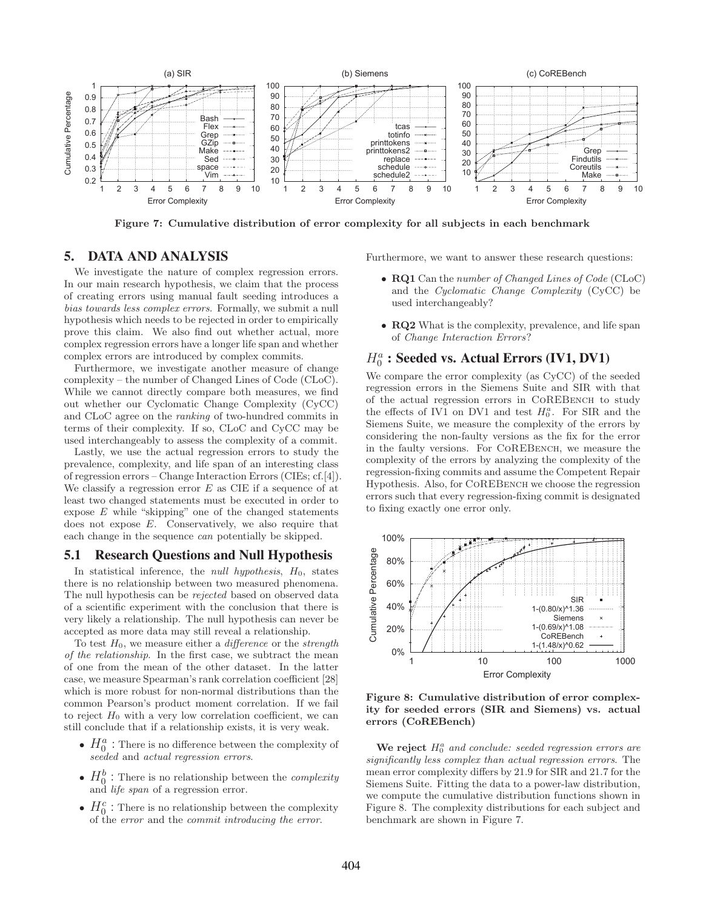Figure 7: Cumulative distribution of error complexity for all subjects in each benchmark

## 5. DATA AND ANALYSIS

We investigate the nature of complex regression errors. In our main research hypothesis, we claim that the process of creating errors using manual fault seeding introduces a *bias towards less complex errors*. Formally, we submit a null hypothesis which needs to be rejected in order to empirically prove this claim. We also find out whether actual, more complex regression errors have a longer life span and whether complex errors are introduced by complex commits.

Furthermore, we investigate another measure of change complexity – the number of Changed Lines of Code (CLoC). While we cannot directly compare both measures, we find out whether our Cyclomatic Change Complexity (CyCC) and CLoC agree on the *ranking* of two-hundred commits in terms of their complexity. If so, CLoC and CyCC may be used interchangeably to assess the complexity of a commit.

Lastly, we use the actual regression errors to study the prevalence, complexity, and life span of an interesting class of regression errors – Change Interaction Errors (CIEs; cf.[4]). We classify a regression error $E$ as CIE if a sequence of at least two changed statements must be executed in order to expose $E$ while "skipping" one of the changed statements does not expose $E$. Conservatively, we also require that each change in the sequence *can* potentially be skipped.

### 5.1 Research Questions and Null Hypothesis

In statistical inference, the *null hypothesis*, $H_0$, states there is no relationship between two measured phenomena. The null hypothesis can be *rejected* based on observed data of a scientific experiment with the conclusion that there is very likely a relationship. The null hypothesis can never be accepted as more data may still reveal a relationship.

To test $H_0$, we measure either a *difference* or the *strength of the relationship*. In the first case, we subtract the mean of one from the mean of the other dataset. In the latter case, we measure Spearman's rank correlation coefficient [28] which is more robust for non-normal distributions than the common Pearson's product moment correlation. If we fail to reject $H_0$ with a very low correlation coefficient, we can still conclude that if a relationship exists, it is very weak.

- $H_0^a$ : There is no difference between the complexity of *seeded* and *actual regression errors*.
- $H_0^b$ : There is no relationship between the *complexity* and *life span* of a regression error.
- $H_0^c$ : There is no relationship between the complexity of the *error* and the *commit introducing the error*.

Furthermore, we want to answer these research questions:

- **RQ1** Can the *number of Changed Lines of Code* (CLoC) and the *Cyclomatic Change Complexity* (CyCC) be used interchangeably?
- **RQ2** What is the complexity, prevalence, and life span of *Change Interaction Errors*?

### $H_0^a$ : Seeded vs. Actual Errors (IV1, DV1)

We compare the error complexity (as CyCC) of the seeded regression errors in the Siemens Suite and SIR with that of the actual regression errors in CoREBench to study the effects of IV1 on DV1 and test $H_0^a$. For SIR and the Siemens Suite, we measure the complexity of the errors by considering the non-faulty versions as the fix for the error in the faulty versions. For CoREBench, we measure the complexity of the errors by analyzing the complexity of the regression-fixing commits and assume the Competent Repair Hypothesis. Also, for CoREBench we choose the regression errors such that every regression-fixing commit is designated to fixing exactly one error only.

Figure 8: Cumulative distribution of error complexity for seeded errors (SIR and Siemens) vs. actual errors (CoREBench)

**We reject** $H_0^a$ *and conclude: seeded regression errors are significantly less complex than actual regression errors.* The mean error complexity differs by 21.9 for SIR and 21.7 for the Siemens Suite. Fitting the data to a power-law distribution, we compute the cumulative distribution functions shown in Figure 8. The complexity distributions for each subject and benchmark are shown in Figure 7.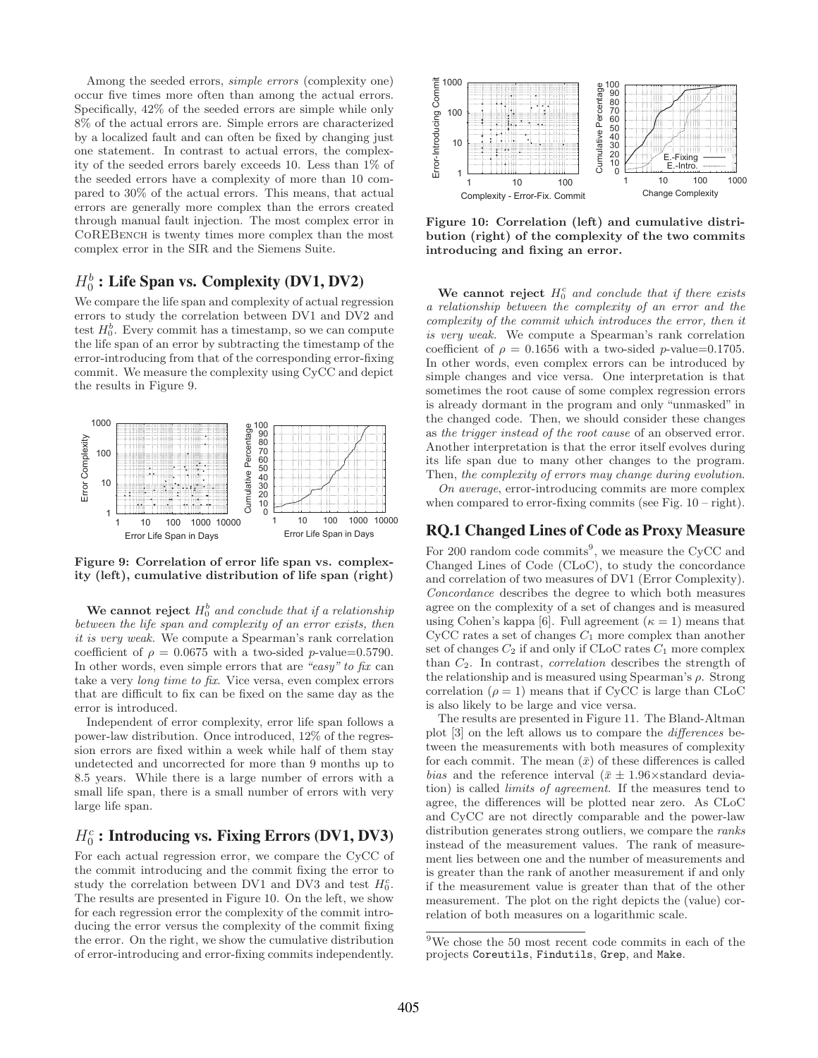Among the seeded errors, *simple errors* (complexity one) occur five times more often than among the actual errors. Specifically, 42% of the seeded errors are simple while only 8% of the actual errors are. Simple errors are characterized by a localized fault and can often be fixed by changing just one statement. In contrast to actual errors, the complexity of the seeded errors barely exceeds 10. Less than 1% of the seeded errors have a complexity of more than 10 compared to 30% of the actual errors. This means, that actual errors are generally more complex than the errors created through manual fault injection. The most complex error in CoREBench is twenty times more complex than the most complex error in the SIR and the Siemens Suite.

## $H_0^b$ : Life Span vs. Complexity (DV1, DV2)

We compare the life span and complexity of actual regression errors to study the correlation between DV1 and DV2 and test $H_0^b$. Every commit has a timestamp, so we can compute the life span of an error by subtracting the timestamp of the error-introducing from that of the corresponding error-fixing commit. We measure the complexity using CyCC and depict the results in Figure 9.

**Figure 9: Correlation of error life span vs. complexity (left), cumulative distribution of life span (right)**

**We cannot reject** $H_0^b$ *and conclude that if a relationship between the life span and complexity of an error exists, then it is very weak.* We compute a Spearman's rank correlation coefficient of $\rho = 0.0675$ with a two-sided $p$-value=0.5790. In other words, even simple errors that are *"easy" to fix* can take a very *long time to fix*. Vice versa, even complex errors that are difficult to fix can be fixed on the same day as the error is introduced.

Independent of error complexity, error life span follows a power-law distribution. Once introduced, 12% of the regression errors are fixed within a week while half of them stay undetected and uncorrected for more than 9 months up to 8.5 years. While there is a large number of errors with a small life span, there is a small number of errors with very large life span.

## $H_0^c$ : Introducing vs. Fixing Errors (DV1, DV3)

For each actual regression error, we compare the CyCC of the commit introducing and the commit fixing the error to study the correlation between DV1 and DV3 and test $H_0^c$. The results are presented in Figure 10. On the left, we show for each regression error the complexity of the commit introducing the error versus the complexity of the commit fixing the error. On the right, we show the cumulative distribution of error-introducing and error-fixing commits independently.

**Figure 10: Correlation (left) and cumulative distribution (right) of the complexity of the two commits introducing and fixing an error.**

**We cannot reject** $H_0^c$ *and conclude that if there exists a relationship between the complexity of an error and the complexity of the commit which introduces the error, then it is very weak.* We compute a Spearman's rank correlation coefficient of $\rho = 0.1656$ with a two-sided $p$-value=0.1705. In other words, even complex errors can be introduced by simple changes and vice versa. One interpretation is that sometimes the root cause of some complex regression errors is already dormant in the program and only "unmasked" in the changed code. Then, we should consider these changes as *the trigger instead of the root cause* of an observed error. Another interpretation is that the error itself evolves during its life span due to many other changes to the program. Then, *the complexity of errors may change during evolution*.

*On average*, error-introducing commits are more complex when compared to error-fixing commits (see Fig. 10 – right).

## RQ.1 Changed Lines of Code as Proxy Measure

For 200 random code commits[9], we measure the CyCC and Changed Lines of Code (CLoC), to study the concordance and correlation of two measures of DV1 (Error Complexity). *Concordance* describes the degree to which both measures agree on the complexity of a set of changes and is measured using Cohen's kappa [6]. Full agreement ($\kappa = 1$) means that CyCC rates a set of changes $C_1$ more complex than another set of changes $C_2$ if and only if CLoC rates $C_1$ more complex than $C_2$. In contrast, *correlation* describes the strength of the relationship and is measured using Spearman's $\rho$. Strong correlation ($\rho = 1$) means that if CyCC is large than CLoC is also likely to be large and vice versa.

The results are presented in Figure 11. The Bland-Altman plot [3] on the left allows us to compare the *differences* between the measurements with both measures of complexity for each commit. The mean ($\bar{x}$) of these differences is called *bias* and the reference interval ($\bar{x} \pm 1.96\times$standard deviation) is called *limits of agreement*. If the measures tend to agree, the differences will be plotted near zero. As CLoC and CyCC are not directly comparable and the power-law distribution generates strong outliers, we compare the *ranks* instead of the measurement values. The rank of measurement lies between one and the number of measurements and is greater than the rank of another measurement if and only if the measurement value is greater than that of the other measurement. The plot on the right depicts the (value) correlation of both measures on a logarithmic scale.

[9] We chose the 50 most recent code commits in each of the projects Coreutils, Findutils, Grep, and Make.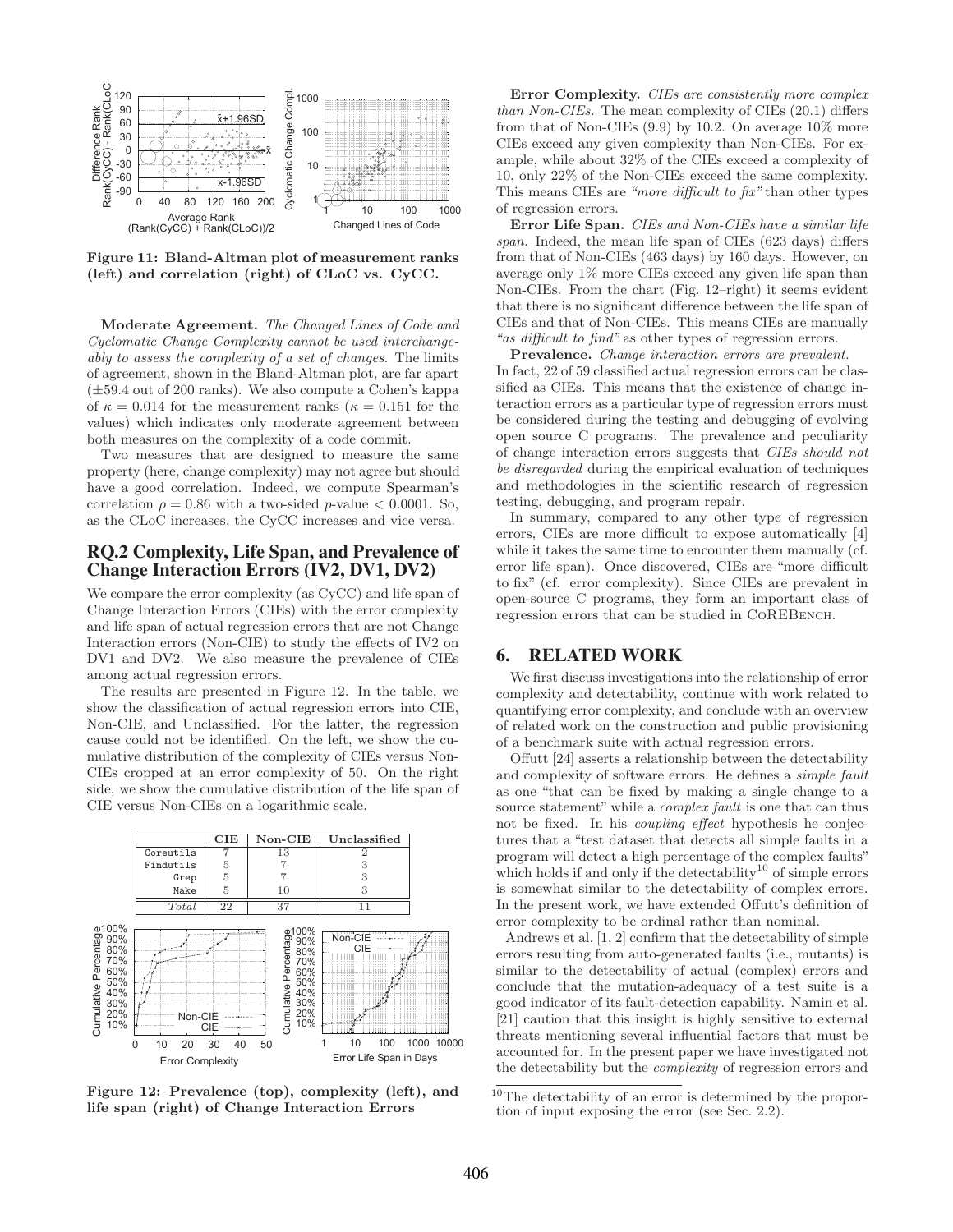Difference Rank Rank(CyCC) - Rank(CLoC)

120
90
60
30
0
-30
-60
-90

x̄+1.96SD
x̄
x̄-1.96SD

0 40 80 120 160 200

Average Rank (Rank(CyCC) + Rank(CLoC))/2

Cyclomatic Change Compl.

1000
100
10
1

1 10 100 1000

Changed Lines of Code

**Figure 11: Bland-Altman plot of measurement ranks (left) and correlation (right) of CLoC vs. CyCC.**

**Moderate Agreement.** *The Changed Lines of Code and Cyclomatic Change Complexity cannot be used interchangeably to assess the complexity of a set of changes.* The limits of agreement, shown in the Bland-Altman plot, are far apart ($\pm$59.4 out of 200 ranks). We also compute a Cohen's kappa of $\kappa = 0.014$ for the measurement ranks ($\kappa = 0.151$ for the values) which indicates only moderate agreement between both measures on the complexity of a code commit.

Two measures that are designed to measure the same property (here, change complexity) may not agree but should have a good correlation. Indeed, we compute Spearman's correlation $\rho = 0.86$ with a two-sided $p$-value $< 0.0001$. So, as the CLoC increases, the CyCC increases and vice versa.

## RQ.2 Complexity, Life Span, and Prevalence of Change Interaction Errors (IV2, DV1, DV2)

We compare the error complexity (as CyCC) and life span of Change Interaction Errors (CIEs) with the error complexity and life span of actual regression errors that are not Change Interaction errors (Non-CIE) to study the effects of IV2 on DV1 and DV2. We also measure the prevalence of CIEs among actual regression errors.

The results are presented in Figure 12. In the table, we show the classification of actual regression errors into CIE, Non-CIE, and Unclassified. For the latter, the regression cause could not be identified. On the left, we show the cumulative distribution of the complexity of CIEs versus Non-CIEs cropped at an error complexity of 50. On the right side, we show the cumulative distribution of the life span of CIE versus Non-CIEs on a logarithmic scale.

| | CIE | Non-CIE | Unclassified |
|---|---|---|---|
| Coreutils | 7 | 13 | 2 |
| Findutils | 5 | 7 | 3 |
| Grep | 5 | 7 | 3 |
| Make | 5 | 10 | 3 |
| *Total* | 22 | 37 | 11 |

Cumulative Percentage

100%
90%
80%
70%
60%
50%
40%
30%
20%
10%

Non-CIE
CIE

0 10 20 30 40 50

Error Complexity

Cumulative Percentage

100%
90%
80%
70%
60%
50%
40%
30%
20%
10%

Non-CIE
CIE

1 10 100 1000 10000

Error Life Span in Days

**Figure 12: Prevalence (top), complexity (left), and life span (right) of Change Interaction Errors**

**Error Complexity.** *CIEs are consistently more complex than Non-CIEs.* The mean complexity of CIEs (20.1) differs from that of Non-CIEs (9.9) by 10.2. On average 10% more CIEs exceed any given complexity than Non-CIEs. For example, while about 32% of the CIEs exceed a complexity of 10, only 22% of the Non-CIEs exceed the same complexity. This means CIEs are *"more difficult to fix"* than other types of regression errors.

**Error Life Span.** *CIEs and Non-CIEs have a similar life span.* Indeed, the mean life span of CIEs (623 days) differs from that of Non-CIEs (463 days) by 160 days. However, on average only 1% more CIEs exceed any given life span than Non-CIEs. From the chart (Fig. 12–right) it seems evident that there is no significant difference between the life span of CIEs and that of Non-CIEs. This means CIEs are manually *"as difficult to find"* as other types of regression errors.

**Prevalence.** *Change interaction errors are prevalent.* In fact, 22 of 59 classified actual regression errors can be classified as CIEs. This means that the existence of change interaction errors as a particular type of regression errors must be considered during the testing and debugging of evolving open source C programs. The prevalence and peculiarity of change interaction errors suggests that *CIEs should not be disregarded* during the empirical evaluation of techniques and methodologies in the scientific research of regression testing, debugging, and program repair.

In summary, compared to any other type of regression errors, CIEs are more difficult to expose automatically [4] while it takes the same time to encounter them manually (cf. error life span). Once discovered, CIEs are "more difficult to fix" (cf. error complexity). Since CIEs are prevalent in open-source C programs, they form an important class of regression errors that can be studied in CoREBench.

## 6. RELATED WORK

We first discuss investigations into the relationship of error complexity and detectability, continue with work related to quantifying error complexity, and conclude with an overview of related work on the construction and public provisioning of a benchmark suite with actual regression errors.

Offutt [24] asserts a relationship between the detectability and complexity of software errors. He defines a *simple fault* as one "that can be fixed by making a single change to a source statement" while a *complex fault* is one that can thus not be fixed. In his *coupling effect* hypothesis he conjectures that a "test dataset that detects all simple faults in a program will detect a high percentage of the complex faults" which holds if and only if the detectability[10] of simple errors is somewhat similar to the detectability of complex errors. In the present work, we have extended Offutt's definition of error complexity to be ordinal rather than nominal.

Andrews et al. [1, 2] confirm that the detectability of simple errors resulting from auto-generated faults (i.e., mutants) is similar to the detectability of actual (complex) errors and conclude that the mutation-adequacy of a test suite is a good indicator of its fault-detection capability. Namin et al. [21] caution that this insight is highly sensitive to external threats mentioning several influential factors that must be accounted for. In the present paper we have investigated not the detectability but the *complexity* of regression errors and

[10] The detectability of an error is determined by the proportion of input exposing the error (see Sec. 2.2).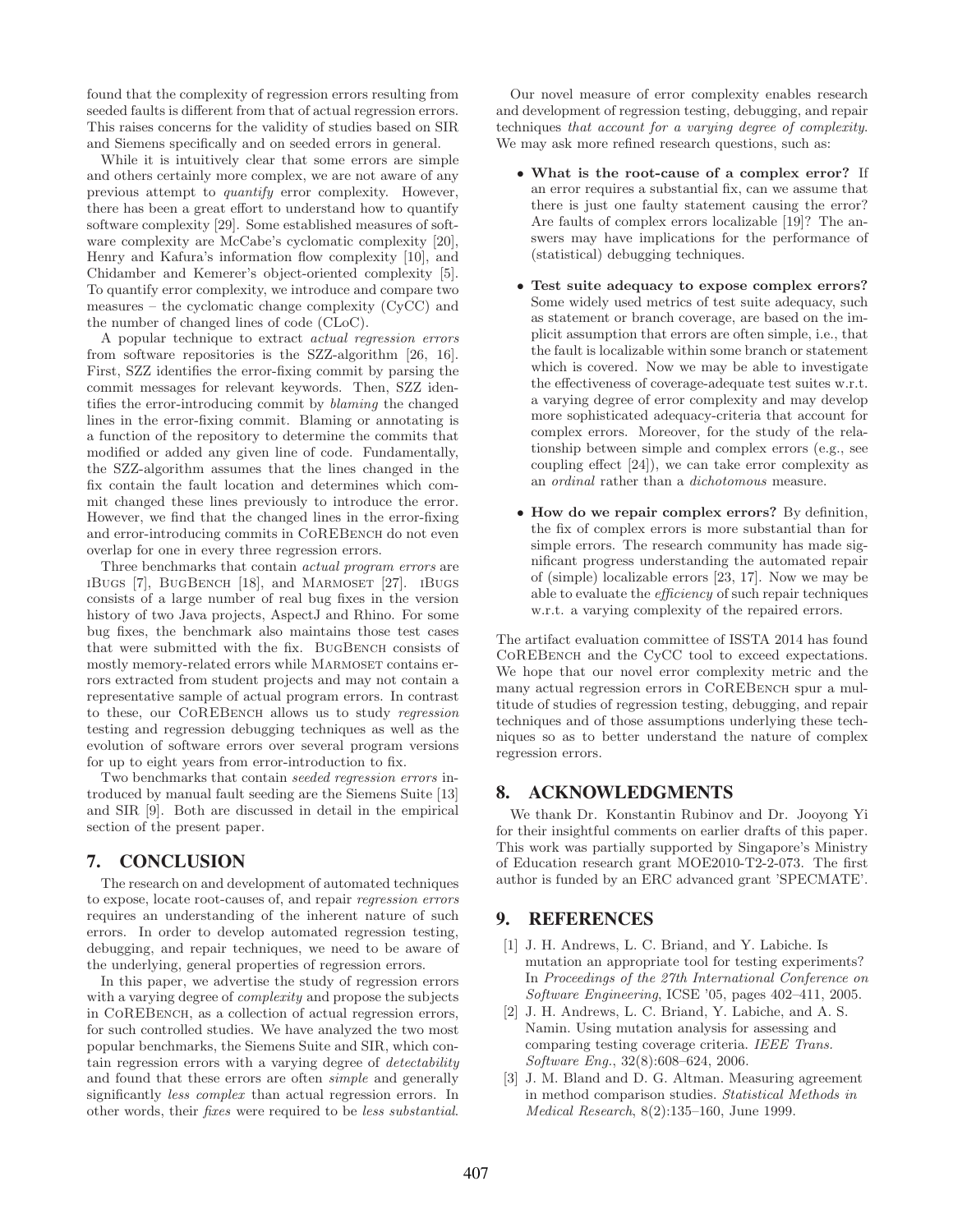found that the complexity of regression errors resulting from seeded faults is different from that of actual regression errors. This raises concerns for the validity of studies based on SIR and Siemens specifically and on seeded errors in general.

While it is intuitively clear that some errors are simple and others certainly more complex, we are not aware of any previous attempt to *quantify* error complexity. However, there has been a great effort to understand how to quantify software complexity [29]. Some established measures of software complexity are McCabe's cyclomatic complexity [20], Henry and Kafura's information flow complexity [10], and Chidamber and Kemerer's object-oriented complexity [5]. To quantify error complexity, we introduce and compare two measures – the cyclomatic change complexity (CyCC) and the number of changed lines of code (CLoC).

A popular technique to extract *actual regression errors* from software repositories is the SZZ-algorithm [26, 16]. First, SZZ identifies the error-fixing commit by parsing the commit messages for relevant keywords. Then, SZZ identifies the error-introducing commit by *blaming* the changed lines in the error-fixing commit. Blaming or annotating is a function of the repository to determine the commits that modified or added any given line of code. Fundamentally, the SZZ-algorithm assumes that the lines changed in the fix contain the fault location and determines which commit changed these lines previously to introduce the error. However, we find that the changed lines in the error-fixing and error-introducing commits in CoREBench do not even overlap for one in every three regression errors.

Three benchmarks that contain *actual program errors* are iBugs [7], BugBench [18], and Marmoset [27]. iBugs consists of a large number of real bug fixes in the version history of two Java projects, AspectJ and Rhino. For some bug fixes, the benchmark also maintains those test cases that were submitted with the fix. BugBench consists of mostly memory-related errors while Marmoset contains errors extracted from student projects and may not contain a representative sample of actual program errors. In contrast to these, our CoREBench allows us to study *regression* testing and regression debugging techniques as well as the evolution of software errors over several program versions for up to eight years from error-introduction to fix.

Two benchmarks that contain *seeded regression errors* introduced by manual fault seeding are the Siemens Suite [13] and SIR [9]. Both are discussed in detail in the empirical section of the present paper.

## 7. CONCLUSION

The research on and development of automated techniques to expose, locate root-causes of, and repair *regression errors* requires an understanding of the inherent nature of such errors. In order to develop automated regression testing, debugging, and repair techniques, we need to be aware of the underlying, general properties of regression errors.

In this paper, we advertise the study of regression errors with a varying degree of *complexity* and propose the subjects in CoREBench, as a collection of actual regression errors, for such controlled studies. We have analyzed the two most popular benchmarks, the Siemens Suite and SIR, which contain regression errors with a varying degree of *detectability* and found that these errors are often *simple* and generally significantly *less complex* than actual regression errors. In other words, their *fixes* were required to be *less substantial*.

Our novel measure of error complexity enables research and development of regression testing, debugging, and repair techniques *that account for a varying degree of complexity*. We may ask more refined research questions, such as:

- **What is the root-cause of a complex error?** If an error requires a substantial fix, can we assume that there is just one faulty statement causing the error? Are faults of complex errors localizable [19]? The answers may have implications for the performance of (statistical) debugging techniques.
- **Test suite adequacy to expose complex errors?** Some widely used metrics of test suite adequacy, such as statement or branch coverage, are based on the implicit assumption that errors are often simple, i.e., that the fault is localizable within some branch or statement which is covered. Now we may be able to investigate the effectiveness of coverage-adequate test suites w.r.t. a varying degree of error complexity and may develop more sophisticated adequacy-criteria that account for complex errors. Moreover, for the study of the relationship between simple and complex errors (e.g., see coupling effect [24]), we can take error complexity as an *ordinal* rather than a *dichotomous* measure.
- **How do we repair complex errors?** By definition, the fix of complex errors is more substantial than for simple errors. The research community has made significant progress understanding the automated repair of (simple) localizable errors [23, 17]. Now we may be able to evaluate the *efficiency* of such repair techniques w.r.t. a varying complexity of the repaired errors.

The artifact evaluation committee of ISSTA 2014 has found CoREBench and the CyCC tool to exceed expectations. We hope that our novel error complexity metric and the many actual regression errors in CoREBench spur a multitude of studies of regression testing, debugging, and repair techniques and of those assumptions underlying these techniques so as to better understand the nature of complex regression errors.

## 8. ACKNOWLEDGMENTS

We thank Dr. Konstantin Rubinov and Dr. Jooyong Yi for their insightful comments on earlier drafts of this paper. This work was partially supported by Singapore's Ministry of Education research grant MOE2010-T2-2-073. The first author is funded by an ERC advanced grant 'SPECMATE'.

## 9. REFERENCES

[1] J. H. Andrews, L. C. Briand, and Y. Labiche. Is mutation an appropriate tool for testing experiments? In *Proceedings of the 27th International Conference on Software Engineering*, ICSE '05, pages 402–411, 2005.

[2] J. H. Andrews, L. C. Briand, Y. Labiche, and A. S. Namin. Using mutation analysis for assessing and comparing testing coverage criteria. *IEEE Trans. Software Eng.*, 32(8):608–624, 2006.

[3] J. M. Bland and D. G. Altman. Measuring agreement in method comparison studies. *Statistical Methods in Medical Research*, 8(2):135–160, June 1999.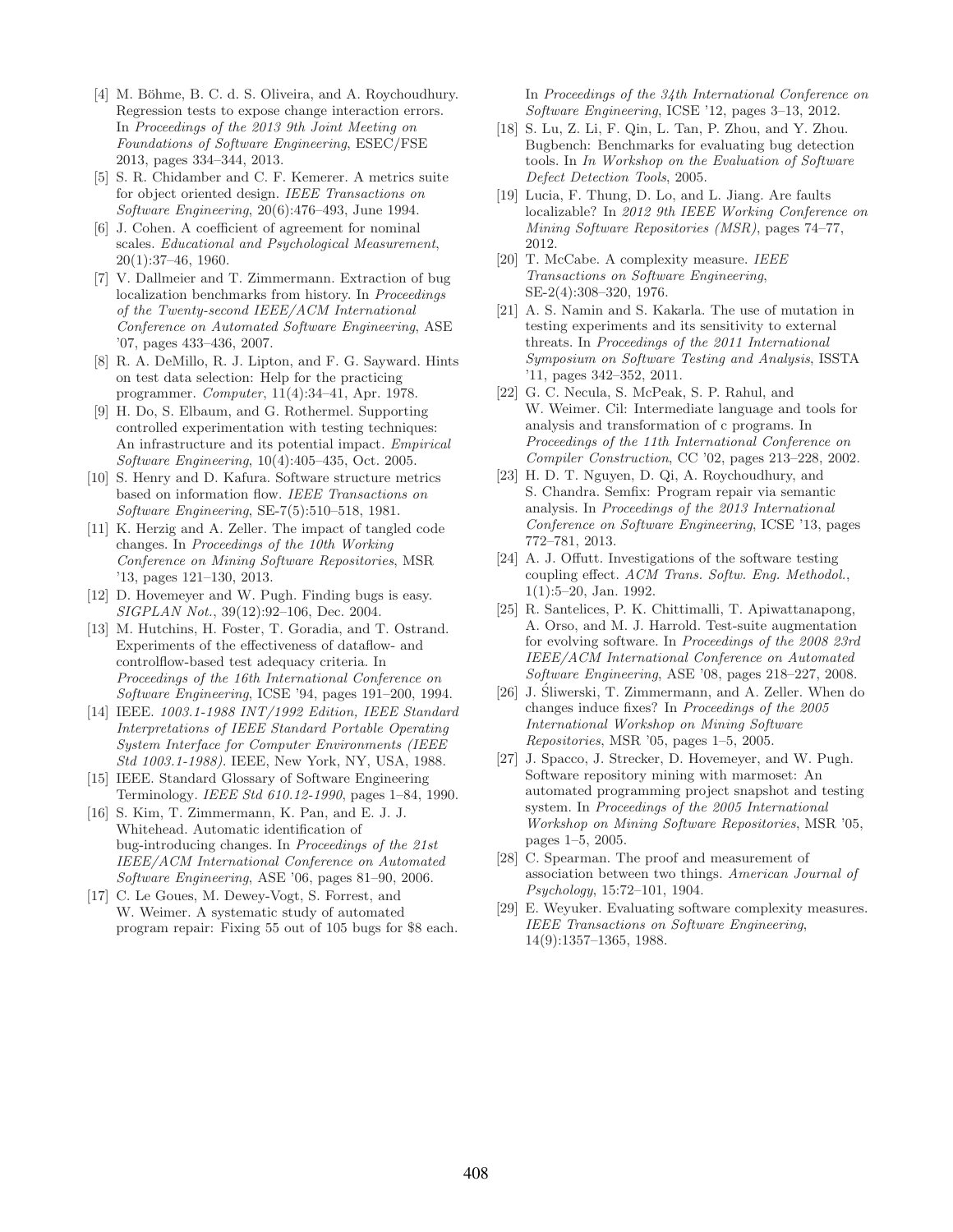[4] M. Böhme, B. C. d. S. Oliveira, and A. Roychoudhury. Regression tests to expose change interaction errors. In *Proceedings of the 2013 9th Joint Meeting on Foundations of Software Engineering*, ESEC/FSE 2013, pages 334–344, 2013.

[5] S. R. Chidamber and C. F. Kemerer. A metrics suite for object oriented design. *IEEE Transactions on Software Engineering*, 20(6):476–493, June 1994.

[6] J. Cohen. A coefficient of agreement for nominal scales. *Educational and Psychological Measurement*, 20(1):37–46, 1960.

[7] V. Dallmeier and T. Zimmermann. Extraction of bug localization benchmarks from history. In *Proceedings of the Twenty-second IEEE/ACM International Conference on Automated Software Engineering*, ASE '07, pages 433–436, 2007.

[8] R. A. DeMillo, R. J. Lipton, and F. G. Sayward. Hints on test data selection: Help for the practicing programmer. *Computer*, 11(4):34–41, Apr. 1978.

[9] H. Do, S. Elbaum, and G. Rothermel. Supporting controlled experimentation with testing techniques: An infrastructure and its potential impact. *Empirical Software Engineering*, 10(4):405–435, Oct. 2005.

[10] S. Henry and D. Kafura. Software structure metrics based on information flow. *IEEE Transactions on Software Engineering*, SE-7(5):510–518, 1981.

[11] K. Herzig and A. Zeller. The impact of tangled code changes. In *Proceedings of the 10th Working Conference on Mining Software Repositories*, MSR '13, pages 121–130, 2013.

[12] D. Hovemeyer and W. Pugh. Finding bugs is easy. *SIGPLAN Not.*, 39(12):92–106, Dec. 2004.

[13] M. Hutchins, H. Foster, T. Goradia, and T. Ostrand. Experiments of the effectiveness of dataflow- and controlflow-based test adequacy criteria. In *Proceedings of the 16th International Conference on Software Engineering*, ICSE '94, pages 191–200, 1994.

[14] IEEE. *1003.1-1988 INT/1992 Edition, IEEE Standard Interpretations of IEEE Standard Portable Operating System Interface for Computer Environments (IEEE Std 1003.1-1988)*. IEEE, New York, NY, USA, 1988.

[15] IEEE. Standard Glossary of Software Engineering Terminology. *IEEE Std 610.12-1990*, pages 1–84, 1990.

[16] S. Kim, T. Zimmermann, K. Pan, and E. J. J. Whitehead. Automatic identification of bug-introducing changes. In *Proceedings of the 21st IEEE/ACM International Conference on Automated Software Engineering*, ASE '06, pages 81–90, 2006.

[17] C. Le Goues, M. Dewey-Vogt, S. Forrest, and W. Weimer. A systematic study of automated program repair: Fixing 55 out of 105 bugs for $8 each. In *Proceedings of the 34th International Conference on Software Engineering*, ICSE '12, pages 3–13, 2012.

[18] S. Lu, Z. Li, F. Qin, L. Tan, P. Zhou, and Y. Zhou. Bugbench: Benchmarks for evaluating bug detection tools. In *In Workshop on the Evaluation of Software Defect Detection Tools*, 2005.

[19] Lucia, F. Thung, D. Lo, and L. Jiang. Are faults localizable? In *2012 9th IEEE Working Conference on Mining Software Repositories (MSR)*, pages 74–77, 2012.

[20] T. McCabe. A complexity measure. *IEEE Transactions on Software Engineering*, SE-2(4):308–320, 1976.

[21] A. S. Namin and S. Kakarla. The use of mutation in testing experiments and its sensitivity to external threats. In *Proceedings of the 2011 International Symposium on Software Testing and Analysis*, ISSTA '11, pages 342–352, 2011.

[22] G. C. Necula, S. McPeak, S. P. Rahul, and W. Weimer. Cil: Intermediate language and tools for analysis and transformation of c programs. In *Proceedings of the 11th International Conference on Compiler Construction*, CC '02, pages 213–228, 2002.

[23] H. D. T. Nguyen, D. Qi, A. Roychoudhury, and S. Chandra. Semfix: Program repair via semantic analysis. In *Proceedings of the 2013 International Conference on Software Engineering*, ICSE '13, pages 772–781, 2013.

[24] A. J. Offutt. Investigations of the software testing coupling effect. *ACM Trans. Softw. Eng. Methodol.*, 1(1):5–20, Jan. 1992.

[25] R. Santelices, P. K. Chittimalli, T. Apiwattanapong, A. Orso, and M. J. Harrold. Test-suite augmentation for evolving software. In *Proceedings of the 2008 23rd IEEE/ACM International Conference on Automated Software Engineering*, ASE '08, pages 218–227, 2008.

[26] J. Śliwerski, T. Zimmermann, and A. Zeller. When do changes induce fixes? In *Proceedings of the 2005 International Workshop on Mining Software Repositories*, MSR '05, pages 1–5, 2005.

[27] J. Spacco, J. Strecker, D. Hovemeyer, and W. Pugh. Software repository mining with marmoset: An automated programming project snapshot and testing system. In *Proceedings of the 2005 International Workshop on Mining Software Repositories*, MSR '05, pages 1–5, 2005.

[28] C. Spearman. The proof and measurement of association between two things. *American Journal of Psychology*, 15:72–101, 1904.

[29] E. Weyuker. Evaluating software complexity measures. *IEEE Transactions on Software Engineering*, 14(9):1357–1365, 1988.